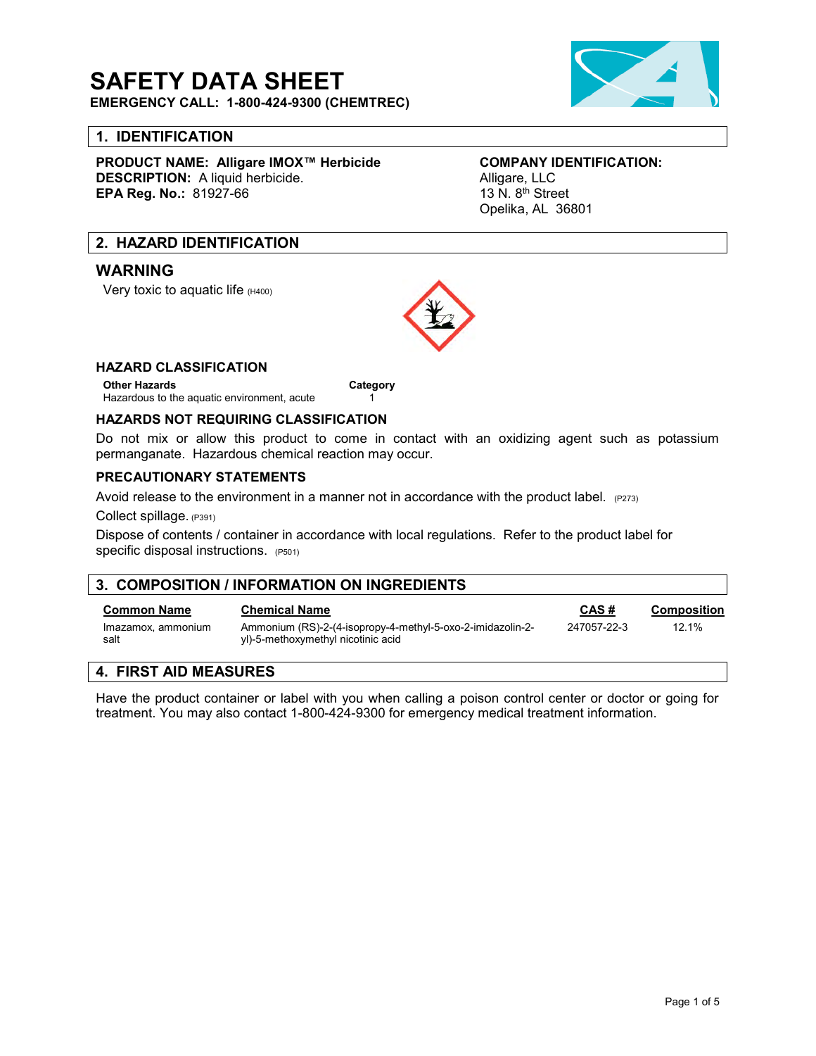# SAFETY DATA SHEET

**EMERGENCY CALL: 1-800-424-9300 (CHEMTREC)**

## 1. IDENTIFICATION

**PRODUCT NAME: Alligare IMOX™ Herbicide**
**DESCRIPTION:** A liquid herbicide.
**EPA Reg. No.:** 81927-66

**COMPANY IDENTIFICATION:**
Alligare, LLC
13 N. 8th Street
Opelika, AL 36801

## 2. HAZARD IDENTIFICATION

### WARNING

Very toxic to aquatic life (H400)

### HAZARD CLASSIFICATION

| Other Hazards | Category |
|---|---|
| Hazardous to the aquatic environment, acute | 1 |

### HAZARDS NOT REQUIRING CLASSIFICATION

Do not mix or allow this product to come in contact with an oxidizing agent such as potassium permanganate. Hazardous chemical reaction may occur.

### PRECAUTIONARY STATEMENTS

Avoid release to the environment in a manner not in accordance with the product label. (P273)

Collect spillage. (P391)

Dispose of contents / container in accordance with local regulations. Refer to the product label for specific disposal instructions. (P501)

## 3. COMPOSITION / INFORMATION ON INGREDIENTS

| Common Name | Chemical Name | CAS # | Composition |
|---|---|---|---|
| Imazamox, ammonium salt | Ammonium (RS)-2-(4-isopropy-4-methyl-5-oxo-2-imidazolin-2-yl)-5-methoxymethyl nicotinic acid | 247057-22-3 | 12.1% |

## 4. FIRST AID MEASURES

Have the product container or label with you when calling a poison control center or doctor or going for treatment. You may also contact 1-800-424-9300 for emergency medical treatment information.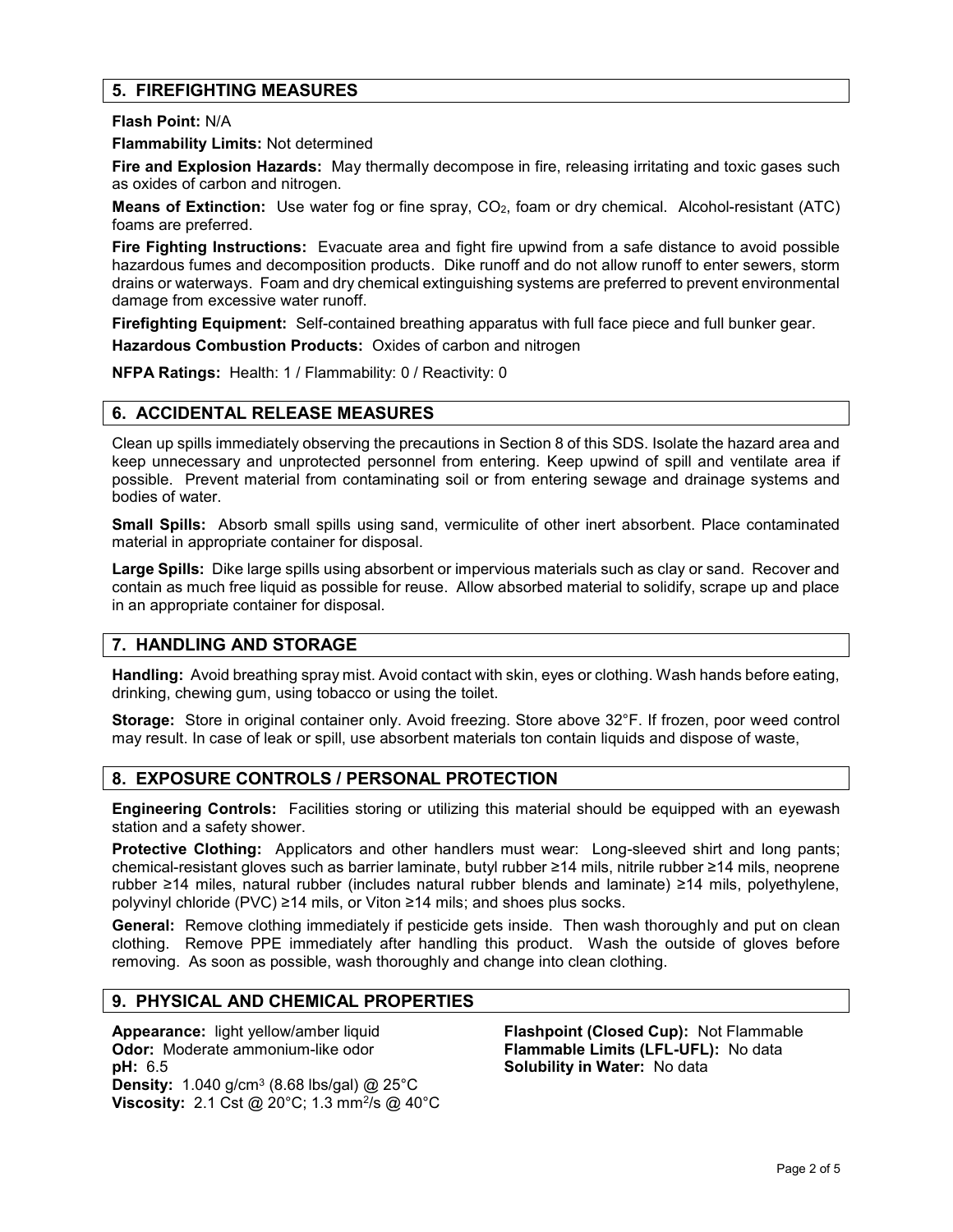## 5. FIREFIGHTING MEASURES

**Flash Point:** N/A

**Flammability Limits:** Not determined

**Fire and Explosion Hazards:** May thermally decompose in fire, releasing irritating and toxic gases such as oxides of carbon and nitrogen.

**Means of Extinction:** Use water fog or fine spray, $CO_2$, foam or dry chemical. Alcohol-resistant (ATC) foams are preferred.

**Fire Fighting Instructions:** Evacuate area and fight fire upwind from a safe distance to avoid possible hazardous fumes and decomposition products. Dike runoff and do not allow runoff to enter sewers, storm drains or waterways. Foam and dry chemical extinguishing systems are preferred to prevent environmental damage from excessive water runoff.

**Firefighting Equipment:** Self-contained breathing apparatus with full face piece and full bunker gear.

**Hazardous Combustion Products:** Oxides of carbon and nitrogen

**NFPA Ratings:** Health: 1 / Flammability: 0 / Reactivity: 0

## 6. ACCIDENTAL RELEASE MEASURES

Clean up spills immediately observing the precautions in Section 8 of this SDS. Isolate the hazard area and keep unnecessary and unprotected personnel from entering. Keep upwind of spill and ventilate area if possible. Prevent material from contaminating soil or from entering sewage and drainage systems and bodies of water.

**Small Spills:** Absorb small spills using sand, vermiculite of other inert absorbent. Place contaminated material in appropriate container for disposal.

**Large Spills:** Dike large spills using absorbent or impervious materials such as clay or sand. Recover and contain as much free liquid as possible for reuse. Allow absorbed material to solidify, scrape up and place in an appropriate container for disposal.

## 7. HANDLING AND STORAGE

**Handling:** Avoid breathing spray mist. Avoid contact with skin, eyes or clothing. Wash hands before eating, drinking, chewing gum, using tobacco or using the toilet.

**Storage:** Store in original container only. Avoid freezing. Store above 32°F. If frozen, poor weed control may result. In case of leak or spill, use absorbent materials ton contain liquids and dispose of waste,

## 8. EXPOSURE CONTROLS / PERSONAL PROTECTION

**Engineering Controls:** Facilities storing or utilizing this material should be equipped with an eyewash station and a safety shower.

**Protective Clothing:** Applicators and other handlers must wear: Long-sleeved shirt and long pants; chemical-resistant gloves such as barrier laminate, butyl rubber ≥14 mils, nitrile rubber ≥14 mils, neoprene rubber ≥14 miles, natural rubber (includes natural rubber blends and laminate) ≥14 mils, polyethylene, polyvinyl chloride (PVC) ≥14 mils, or Viton ≥14 mils; and shoes plus socks.

**General:** Remove clothing immediately if pesticide gets inside. Then wash thoroughly and put on clean clothing. Remove PPE immediately after handling this product. Wash the outside of gloves before removing. As soon as possible, wash thoroughly and change into clean clothing.

## 9. PHYSICAL AND CHEMICAL PROPERTIES

**Appearance:** light yellow/amber liquid
**Odor:** Moderate ammonium-like odor
**pH:** 6.5
**Density:** 1.040 g/cm$^3$ (8.68 lbs/gal) @ 25°C
**Viscosity:** 2.1 Cst @ 20°C; 1.3 mm$^2$/s @ 40°C

**Flashpoint (Closed Cup):** Not Flammable
**Flammable Limits (LFL-UFL):** No data
**Solubility in Water:** No data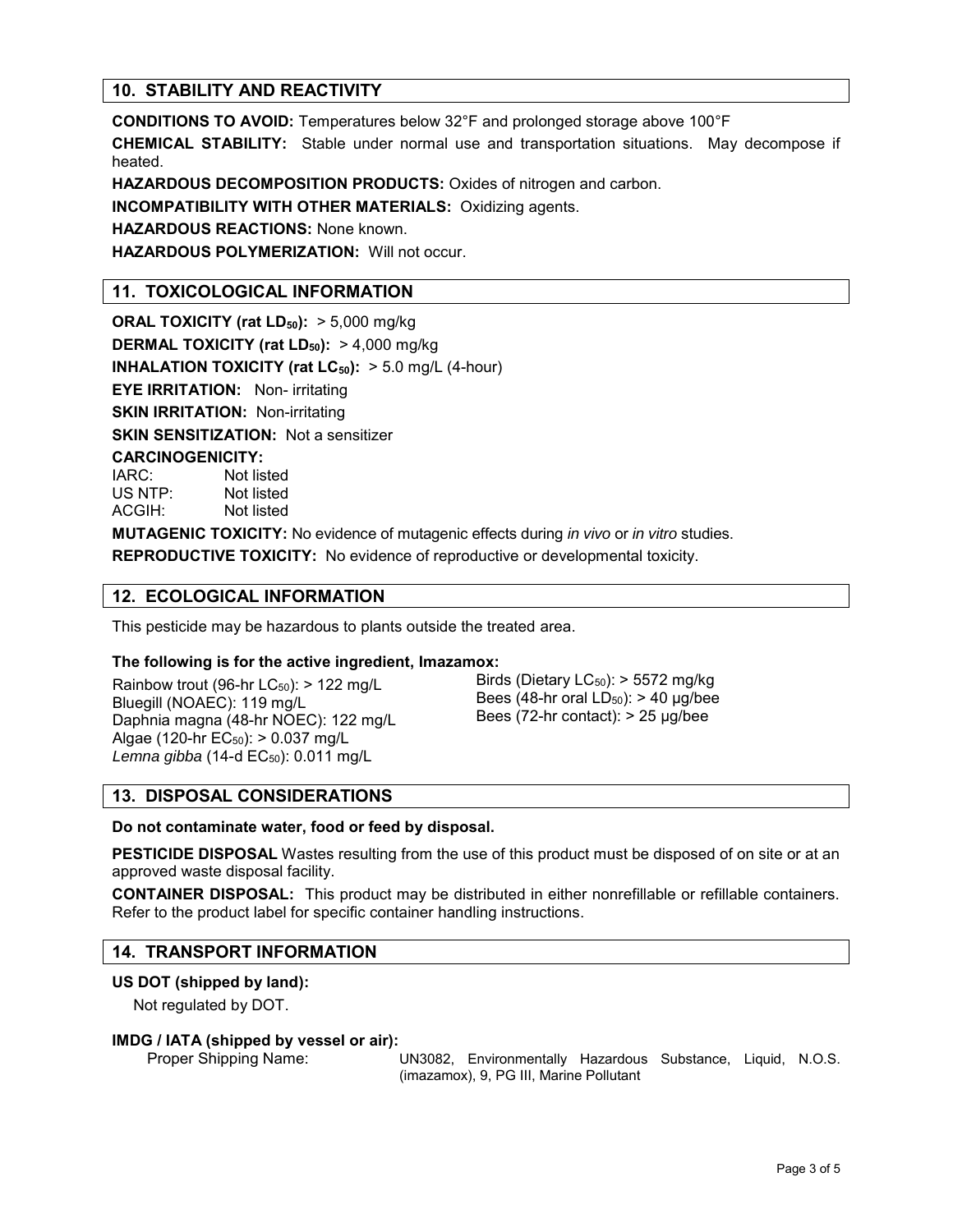## 10. STABILITY AND REACTIVITY

**CONDITIONS TO AVOID:** Temperatures below 32°F and prolonged storage above 100°F

**CHEMICAL STABILITY:** Stable under normal use and transportation situations. May decompose if heated.

**HAZARDOUS DECOMPOSITION PRODUCTS:** Oxides of nitrogen and carbon.

**INCOMPATIBILITY WITH OTHER MATERIALS:** Oxidizing agents.

**HAZARDOUS REACTIONS:** None known.

**HAZARDOUS POLYMERIZATION:** Will not occur.

## 11. TOXICOLOGICAL INFORMATION

**ORAL TOXICITY (rat $LD_{50}$):** > 5,000 mg/kg

**DERMAL TOXICITY (rat $LD_{50}$):** > 4,000 mg/kg

**INHALATION TOXICITY (rat $LC_{50}$):** > 5.0 mg/L (4-hour)

**EYE IRRITATION:** Non- irritating

**SKIN IRRITATION:** Non-irritating

**SKIN SENSITIZATION:** Not a sensitizer

**CARCINOGENICITY:**

IARC: Not listed
US NTP: Not listed
ACGIH: Not listed

**MUTAGENIC TOXICITY:** No evidence of mutagenic effects during *in vivo* or *in vitro* studies.

**REPRODUCTIVE TOXICITY:** No evidence of reproductive or developmental toxicity.

## 12. ECOLOGICAL INFORMATION

This pesticide may be hazardous to plants outside the treated area.

**The following is for the active ingredient, Imazamox:**

Rainbow trout (96-hr $LC_{50}$): > 122 mg/L
Bluegill (NOAEC): 119 mg/L
Daphnia magna (48-hr NOEC): 122 mg/L
Algae (120-hr $EC_{50}$): > 0.037 mg/L
*Lemna gibba* (14-d $EC_{50}$): 0.011 mg/L

Birds (Dietary $LC_{50}$): > 5572 mg/kg
Bees (48-hr oral $LD_{50}$): > 40 µg/bee
Bees (72-hr contact): > 25 µg/bee

## 13. DISPOSAL CONSIDERATIONS

**Do not contaminate water, food or feed by disposal.**

**PESTICIDE DISPOSAL** Wastes resulting from the use of this product must be disposed of on site or at an approved waste disposal facility.

**CONTAINER DISPOSAL:** This product may be distributed in either nonrefillable or refillable containers. Refer to the product label for specific container handling instructions.

## 14. TRANSPORT INFORMATION

**US DOT (shipped by land):**

Not regulated by DOT.

**IMDG / IATA (shipped by vessel or air):**

Proper Shipping Name: UN3082, Environmentally Hazardous Substance, Liquid, N.O.S. (imazamox), 9, PG III, Marine Pollutant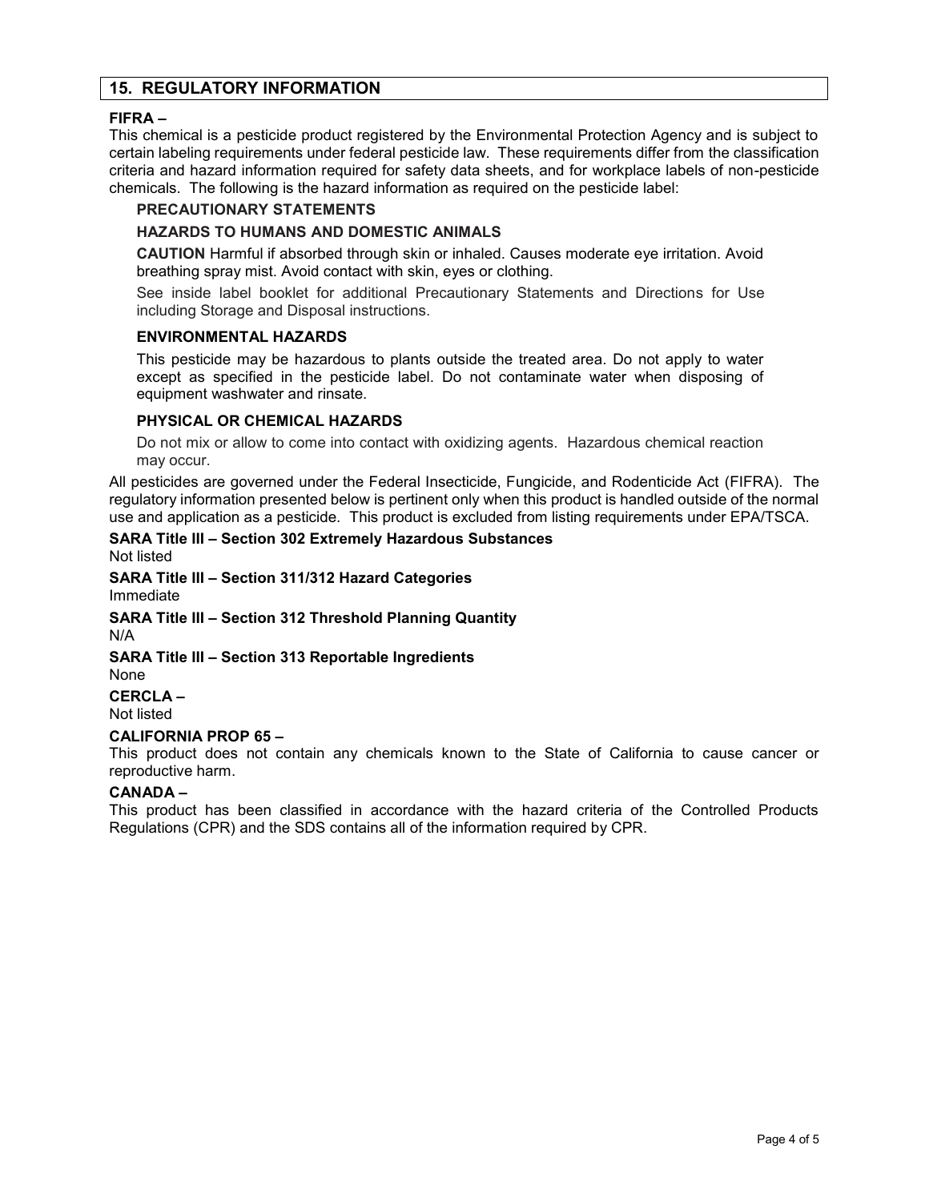## 15. REGULATORY INFORMATION

**FIFRA –**

This chemical is a pesticide product registered by the Environmental Protection Agency and is subject to certain labeling requirements under federal pesticide law. These requirements differ from the classification criteria and hazard information required for safety data sheets, and for workplace labels of non-pesticide chemicals. The following is the hazard information as required on the pesticide label:

**PRECAUTIONARY STATEMENTS**

**HAZARDS TO HUMANS AND DOMESTIC ANIMALS**

**CAUTION** Harmful if absorbed through skin or inhaled. Causes moderate eye irritation. Avoid breathing spray mist. Avoid contact with skin, eyes or clothing.

See inside label booklet for additional Precautionary Statements and Directions for Use including Storage and Disposal instructions.

**ENVIRONMENTAL HAZARDS**

This pesticide may be hazardous to plants outside the treated area. Do not apply to water except as specified in the pesticide label. Do not contaminate water when disposing of equipment washwater and rinsate.

**PHYSICAL OR CHEMICAL HAZARDS**

Do not mix or allow to come into contact with oxidizing agents. Hazardous chemical reaction may occur.

All pesticides are governed under the Federal Insecticide, Fungicide, and Rodenticide Act (FIFRA). The regulatory information presented below is pertinent only when this product is handled outside of the normal use and application as a pesticide. This product is excluded from listing requirements under EPA/TSCA.

**SARA Title III – Section 302 Extremely Hazardous Substances**
Not listed

**SARA Title III – Section 311/312 Hazard Categories**
Immediate

**SARA Title III – Section 312 Threshold Planning Quantity**
N/A

**SARA Title III – Section 313 Reportable Ingredients**
None

**CERCLA –**
Not listed

**CALIFORNIA PROP 65 –**
This product does not contain any chemicals known to the State of California to cause cancer or reproductive harm.

**CANADA –**
This product has been classified in accordance with the hazard criteria of the Controlled Products Regulations (CPR) and the SDS contains all of the information required by CPR.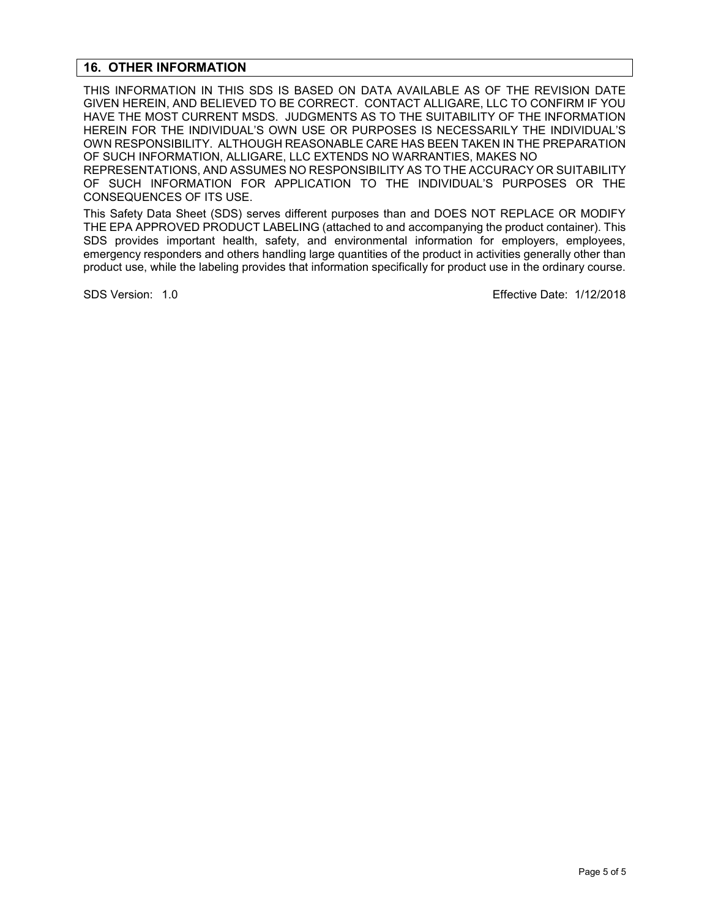## 16. OTHER INFORMATION

THIS INFORMATION IN THIS SDS IS BASED ON DATA AVAILABLE AS OF THE REVISION DATE GIVEN HEREIN, AND BELIEVED TO BE CORRECT. CONTACT ALLIGARE, LLC TO CONFIRM IF YOU HAVE THE MOST CURRENT MSDS. JUDGMENTS AS TO THE SUITABILITY OF THE INFORMATION HEREIN FOR THE INDIVIDUAL'S OWN USE OR PURPOSES IS NECESSARILY THE INDIVIDUAL'S OWN RESPONSIBILITY. ALTHOUGH REASONABLE CARE HAS BEEN TAKEN IN THE PREPARATION OF SUCH INFORMATION, ALLIGARE, LLC EXTENDS NO WARRANTIES, MAKES NO REPRESENTATIONS, AND ASSUMES NO RESPONSIBILITY AS TO THE ACCURACY OR SUITABILITY OF SUCH INFORMATION FOR APPLICATION TO THE INDIVIDUAL'S PURPOSES OR THE CONSEQUENCES OF ITS USE.

This Safety Data Sheet (SDS) serves different purposes than and DOES NOT REPLACE OR MODIFY THE EPA APPROVED PRODUCT LABELING (attached to and accompanying the product container). This SDS provides important health, safety, and environmental information for employers, employees, emergency responders and others handling large quantities of the product in activities generally other than product use, while the labeling provides that information specifically for product use in the ordinary course.

SDS Version: 1.0

Effective Date: 1/12/2018